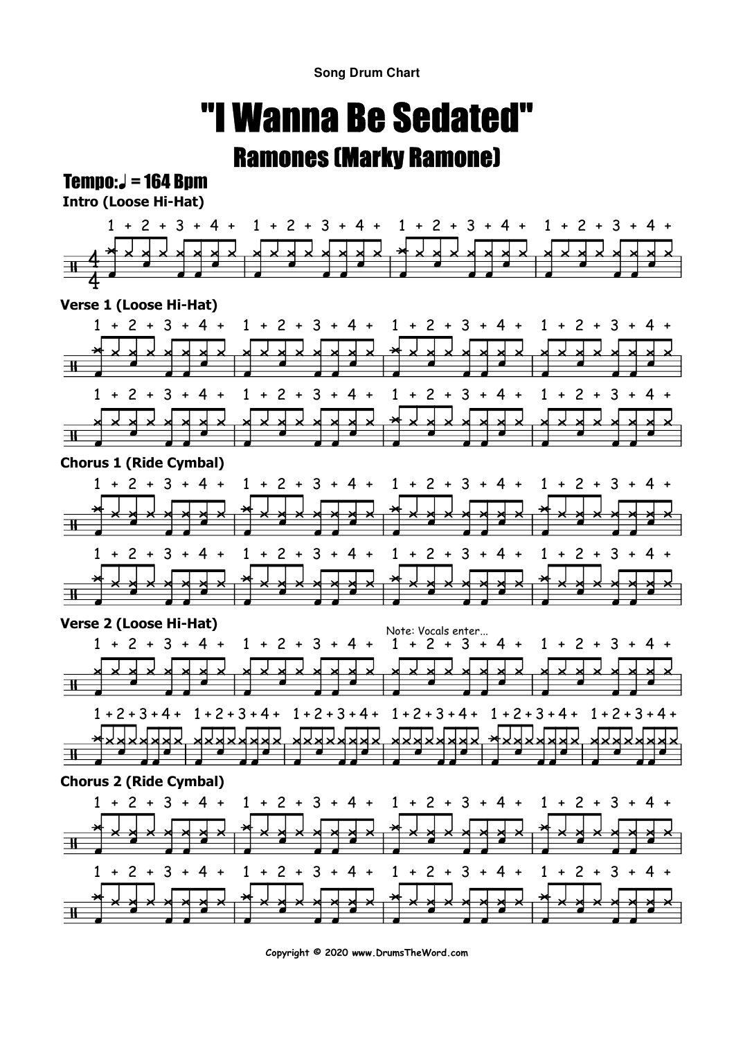Song Drum Chart

# "I Wanna Be Sedated"

## Ramones (Marky Ramone)

**Tempo: ♩ = 164 Bpm**

**Intro (Loose Hi-Hat)**

**Verse 1 (Loose Hi-Hat)**

**Chorus 1 (Ride Cymbal)**

**Verse 2 (Loose Hi-Hat)**

Note: Vocals enter...

**Chorus 2 (Ride Cymbal)**

Copyright © 2020 www.DrumsTheWord.com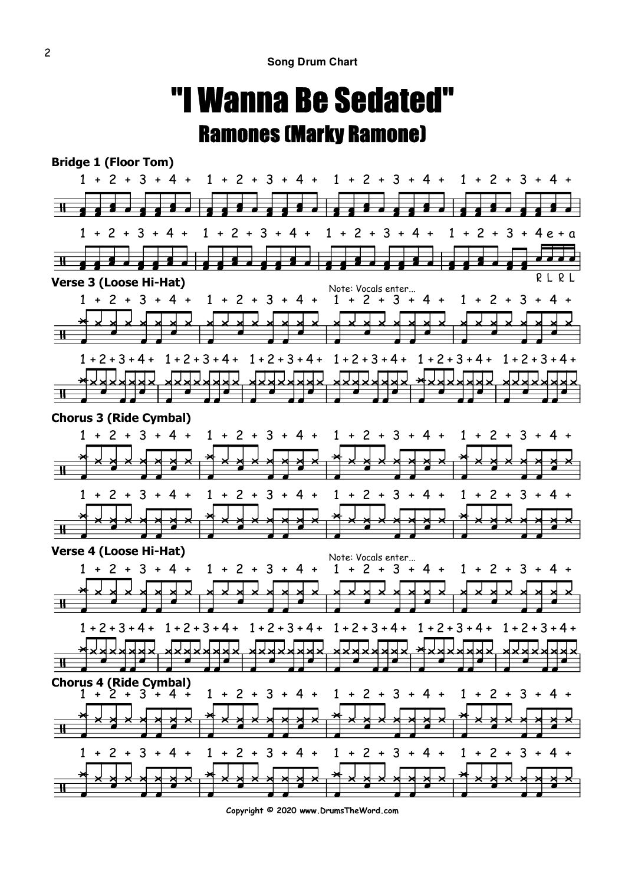# "I Wanna Be Sedated"

## Ramones (Marky Ramone)

**Bridge 1 (Floor Tom)**

1 + 2 + 3 + 4 + 1 + 2 + 3 + 4 + 1 + 2 + 3 + 4 + 1 + 2 + 3 + 4 +

1 + 2 + 3 + 4 + 1 + 2 + 3 + 4 + 1 + 2 + 3 + 4 + 1 + 2 + 3 + 4 e + a

R L R L

**Verse 3 (Loose Hi-Hat)**

Note: Vocals enter...

1 + 2 + 3 + 4 + 1 + 2 + 3 + 4 + 1 + 2 + 3 + 4 + 1 + 2 + 3 + 4 +

1 + 2 + 3 + 4 + 1 + 2 + 3 + 4 + 1 + 2 + 3 + 4 + 1 + 2 + 3 + 4 + 1 + 2 + 3 + 4 + 1 + 2 + 3 + 4 +

**Chorus 3 (Ride Cymbal)**

1 + 2 + 3 + 4 + 1 + 2 + 3 + 4 + 1 + 2 + 3 + 4 + 1 + 2 + 3 + 4 +

1 + 2 + 3 + 4 + 1 + 2 + 3 + 4 + 1 + 2 + 3 + 4 + 1 + 2 + 3 + 4 +

**Verse 4 (Loose Hi-Hat)**

Note: Vocals enter...

1 + 2 + 3 + 4 + 1 + 2 + 3 + 4 + 1 + 2 + 3 + 4 + 1 + 2 + 3 + 4 +

1 + 2 + 3 + 4 + 1 + 2 + 3 + 4 + 1 + 2 + 3 + 4 + 1 + 2 + 3 + 4 + 1 + 2 + 3 + 4 + 1 + 2 + 3 + 4 +

**Chorus 4 (Ride Cymbal)**

1 + 2 + 3 + 4 + 1 + 2 + 3 + 4 + 1 + 2 + 3 + 4 + 1 + 2 + 3 + 4 +

1 + 2 + 3 + 4 + 1 + 2 + 3 + 4 + 1 + 2 + 3 + 4 + 1 + 2 + 3 + 4 +

Copyright © 2020 www.DrumsTheWord.com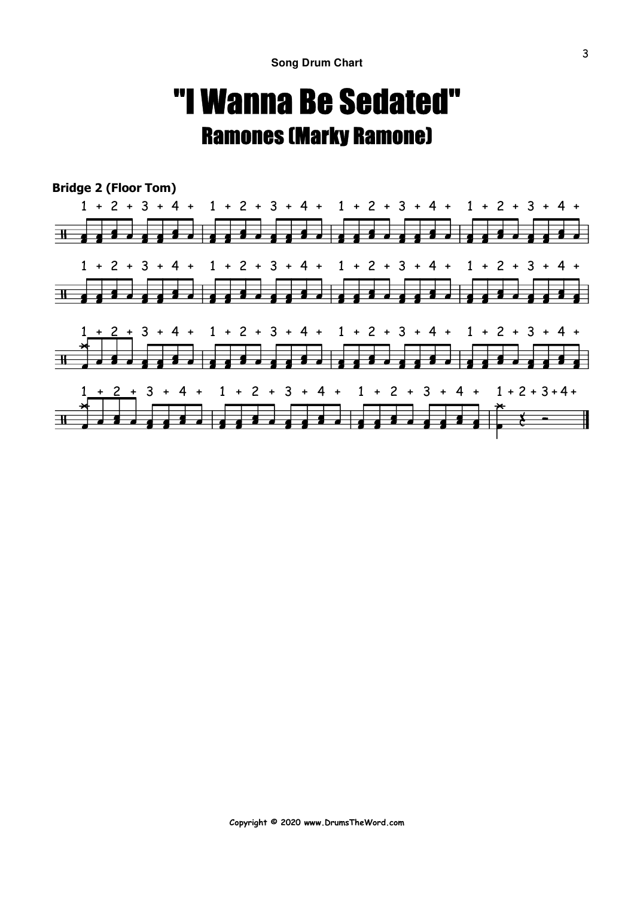Song Drum Chart

# "I Wanna Be Sedated"

## Ramones (Marky Ramone)

**Bridge 2 (Floor Tom)**

1 + 2 + 3 + 4 +    1 + 2 + 3 + 4 +    1 + 2 + 3 + 4 +    1 + 2 + 3 + 4 +

1 + 2 + 3 + 4 +    1 + 2 + 3 + 4 +    1 + 2 + 3 + 4 +    1 + 2 + 3 + 4 +

1 + 2 + 3 + 4 +    1 + 2 + 3 + 4 +    1 + 2 + 3 + 4 +    1 + 2 + 3 + 4 +

1 + 2 + 3 + 4 +    1 + 2 + 3 + 4 +    1 + 2 + 3 + 4 +    1 + 2 + 3 + 4 +

Copyright © 2020 www.DrumsTheWord.com